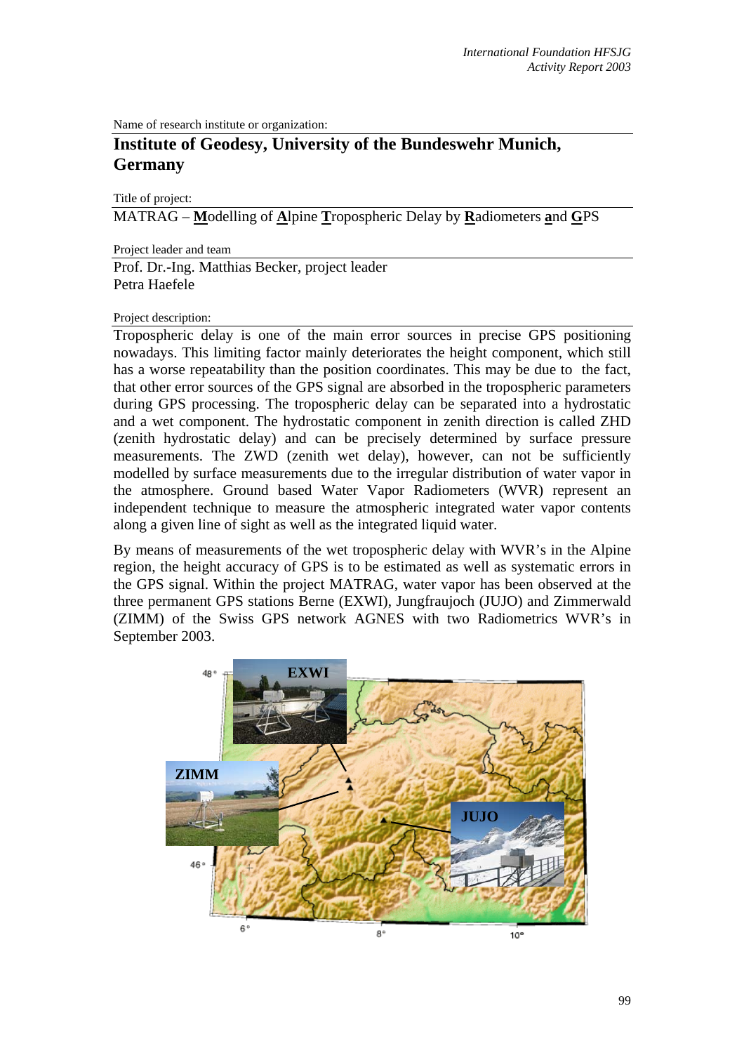Name of research institute or organization:

# Institute of Geodesy, University of the Bundeswehr Munich, Germany

Title of project:

MATRAG – **M**odelling of **A**lpine **T**ropospheric Delay by **R**adiometers **a**nd **G**PS

Project leader and team

Prof. Dr.-Ing. Matthias Becker, project leader
Petra Haefele

Project description:

Tropospheric delay is one of the main error sources in precise GPS positioning nowadays. This limiting factor mainly deteriorates the height component, which still has a worse repeatability than the position coordinates. This may be due to the fact, that other error sources of the GPS signal are absorbed in the tropospheric parameters during GPS processing. The tropospheric delay can be separated into a hydrostatic and a wet component. The hydrostatic component in zenith direction is called ZHD (zenith hydrostatic delay) and can be precisely determined by surface pressure measurements. The ZWD (zenith wet delay), however, can not be sufficiently modelled by surface measurements due to the irregular distribution of water vapor in the atmosphere. Ground based Water Vapor Radiometers (WVR) represent an independent technique to measure the atmospheric integrated water vapor contents along a given line of sight as well as the integrated liquid water.

By means of measurements of the wet tropospheric delay with WVR's in the Alpine region, the height accuracy of GPS is to be estimated as well as systematic errors in the GPS signal. Within the project MATRAG, water vapor has been observed at the three permanent GPS stations Berne (EXWI), Jungfraujoch (JUJO) and Zimmerwald (ZIMM) of the Swiss GPS network AGNES with two Radiometrics WVR's in September 2003.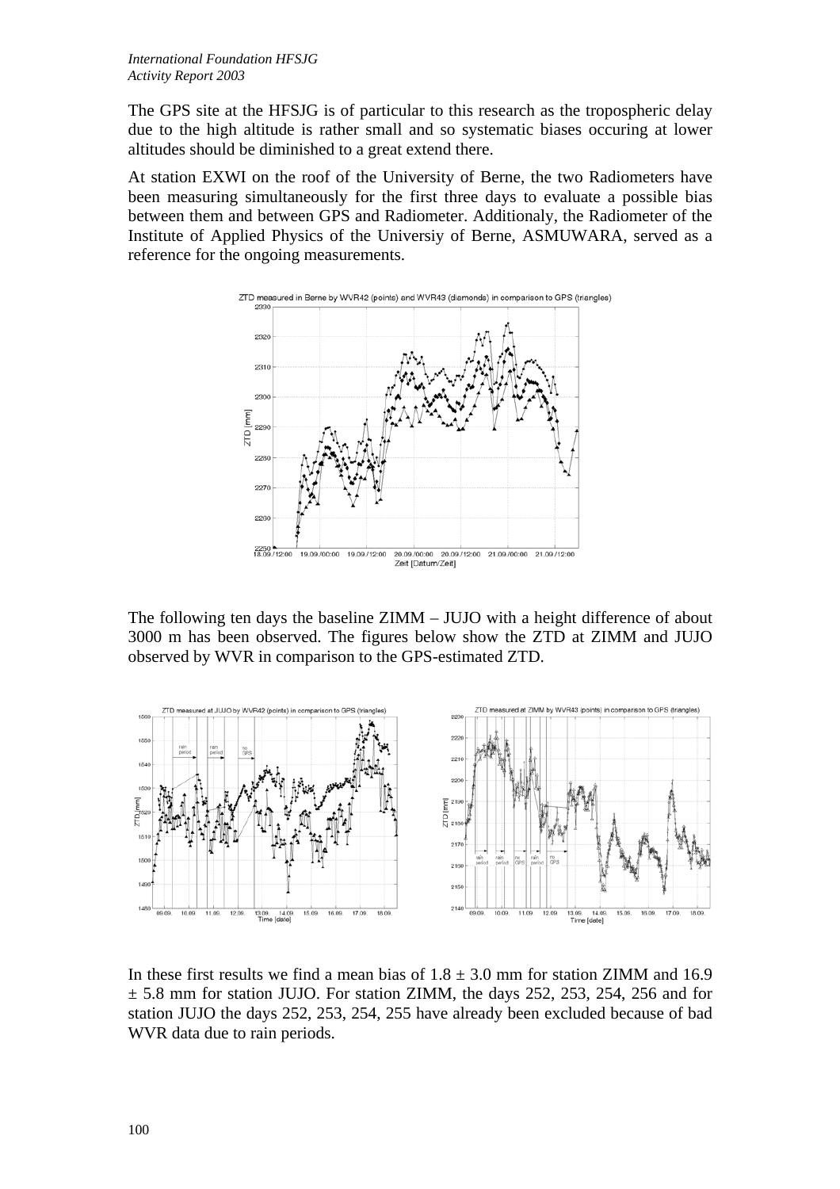The GPS site at the HFSJG is of particular to this research as the tropospheric delay due to the high altitude is rather small and so systematic biases occuring at lower altitudes should be diminished to a great extend there.

At station EXWI on the roof of the University of Berne, the two Radiometers have been measuring simultaneously for the first three days to evaluate a possible bias between them and between GPS and Radiometer. Additionaly, the Radiometer of the Institute of Applied Physics of the Universiy of Berne, ASMUWARA, served as a reference for the ongoing measurements.

The following ten days the baseline ZIMM – JUJO with a height difference of about 3000 m has been observed. The figures below show the ZTD at ZIMM and JUJO observed by WVR in comparison to the GPS-estimated ZTD.

In these first results we find a mean bias of $1.8 \pm 3.0$ mm for station ZIMM and 16.9 $\pm$ 5.8 mm for station JUJO. For station ZIMM, the days 252, 253, 254, 256 and for station JUJO the days 252, 253, 254, 255 have already been excluded because of bad WVR data due to rain periods.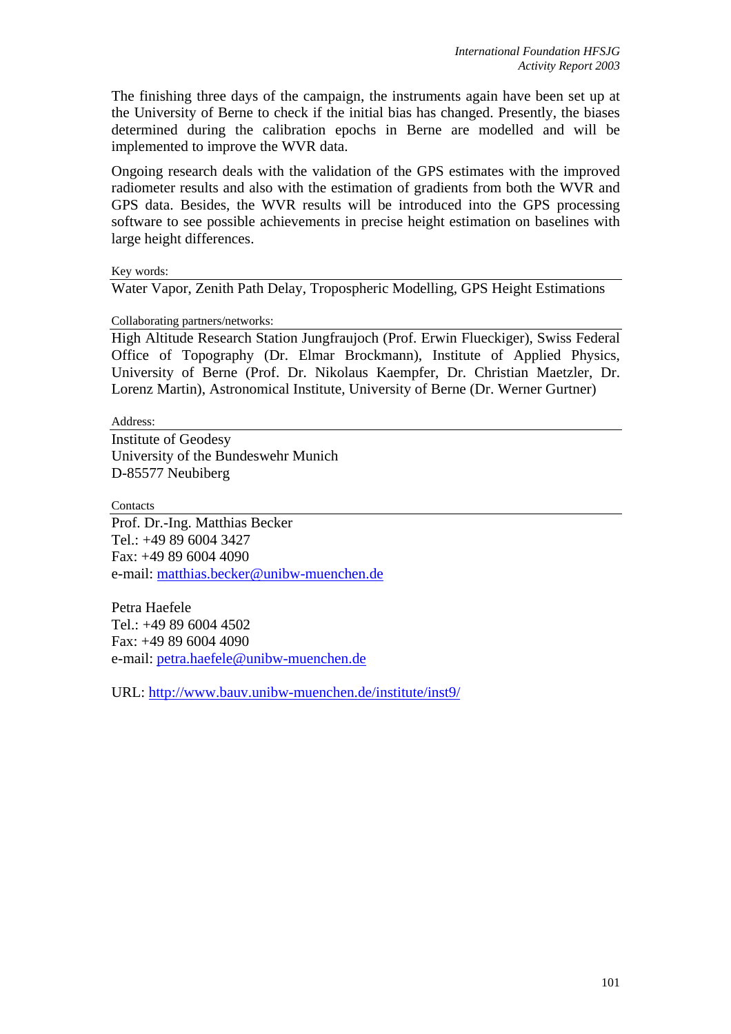The finishing three days of the campaign, the instruments again have been set up at the University of Berne to check if the initial bias has changed. Presently, the biases determined during the calibration epochs in Berne are modelled and will be implemented to improve the WVR data.

Ongoing research deals with the validation of the GPS estimates with the improved radiometer results and also with the estimation of gradients from both the WVR and GPS data. Besides, the WVR results will be introduced into the GPS processing software to see possible achievements in precise height estimation on baselines with large height differences.

Key words:

Water Vapor, Zenith Path Delay, Tropospheric Modelling, GPS Height Estimations

Collaborating partners/networks:

High Altitude Research Station Jungfraujoch (Prof. Erwin Flueckiger), Swiss Federal Office of Topography (Dr. Elmar Brockmann), Institute of Applied Physics, University of Berne (Prof. Dr. Nikolaus Kaempfer, Dr. Christian Maetzler, Dr. Lorenz Martin), Astronomical Institute, University of Berne (Dr. Werner Gurtner)

Address:

Institute of Geodesy  
University of the Bundeswehr Munich  
D-85577 Neubiberg

Contacts

Prof. Dr.-Ing. Matthias Becker  
Tel.: +49 89 6004 3427  
Fax: +49 89 6004 4090  
e-mail: matthias.becker@unibw-muenchen.de

Petra Haefele  
Tel.: +49 89 6004 4502  
Fax: +49 89 6004 4090  
e-mail: petra.haefele@unibw-muenchen.de

URL: http://www.bauv.unibw-muenchen.de/institute/inst9/